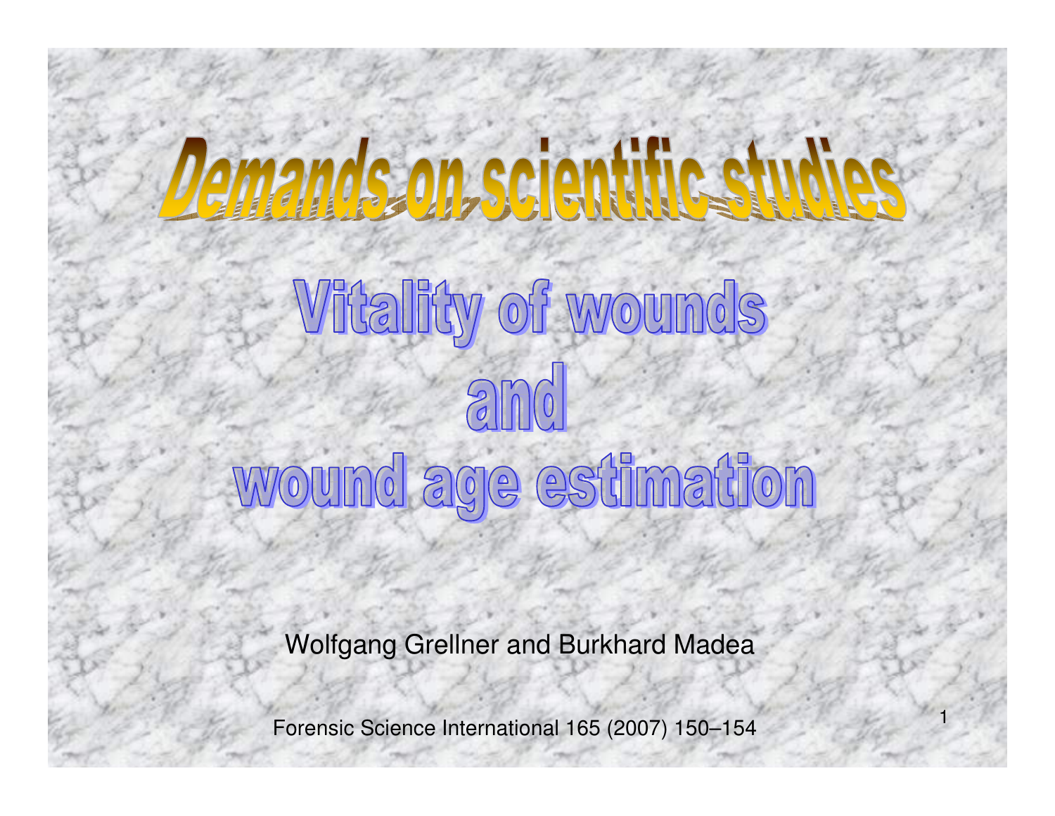# Demands on scientific studies

## Vitality of wounds and wound age estimation

Wolfgang Grellner and Burkhard Madea

Forensic Science International 165 (2007) 150–154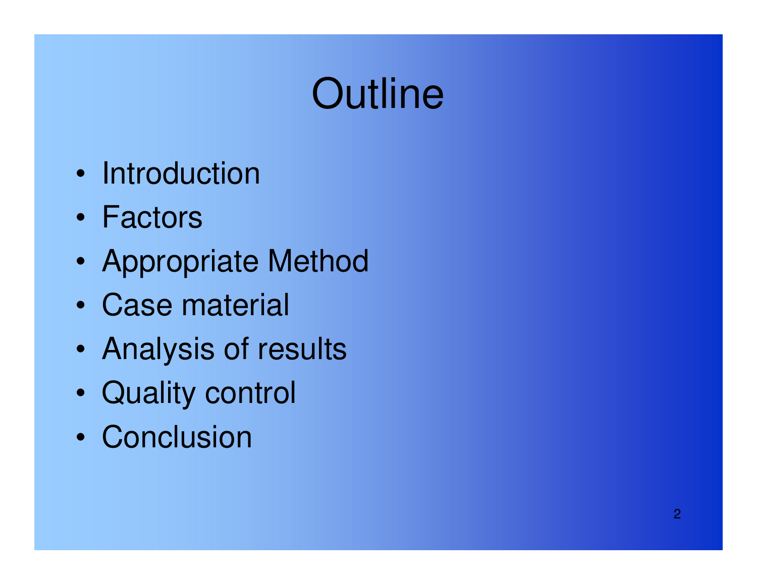# Outline

- Introduction
- Factors
- Appropriate Method
- Case material
- Analysis of results
- Quality control
- Conclusion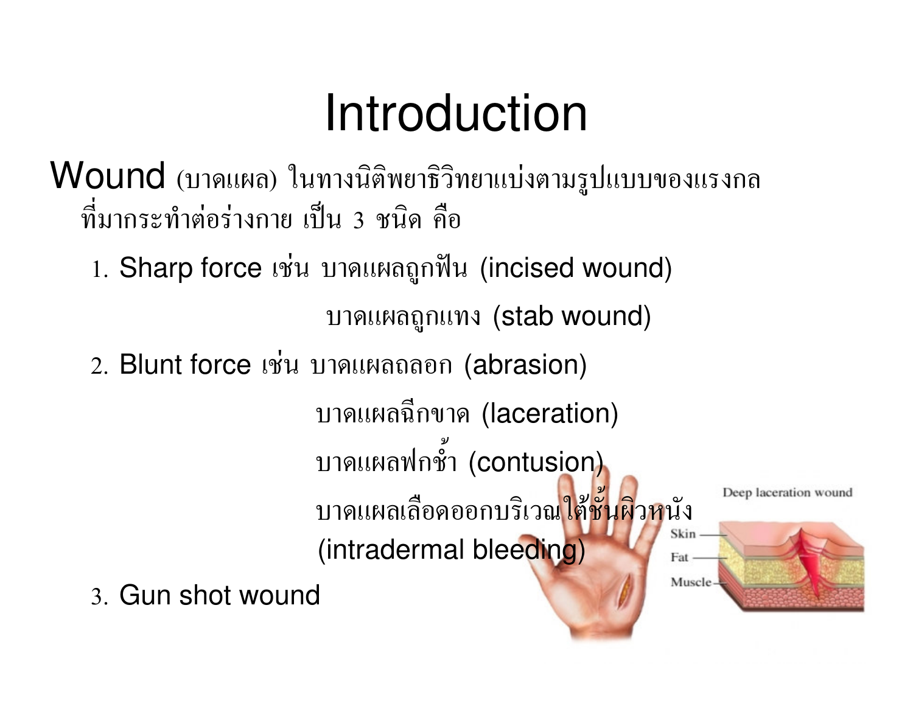# Introduction

Wound (บาดแผล) ในทางนิติพยาธิวิทยาแบ่งตามรูปแบบของแรงกลที่มากระทำต่อร่างกาย เป็น 3 ชนิด คือ

1. Sharp force เช่น บาดแผลถูกฟัน (incised wound)
   บาดแผลถูกแทง (stab wound)
2. Blunt force เช่น บาดแผลถลอก (abrasion)
   บาดแผลฉีกขาด (laceration)
   บาดแผลฟกช้ำ (contusion)
   บาดแผลเลือดออกบริเวณใต้ชั้นผิวหนัง (intradermal bleeding)
3. Gun shot wound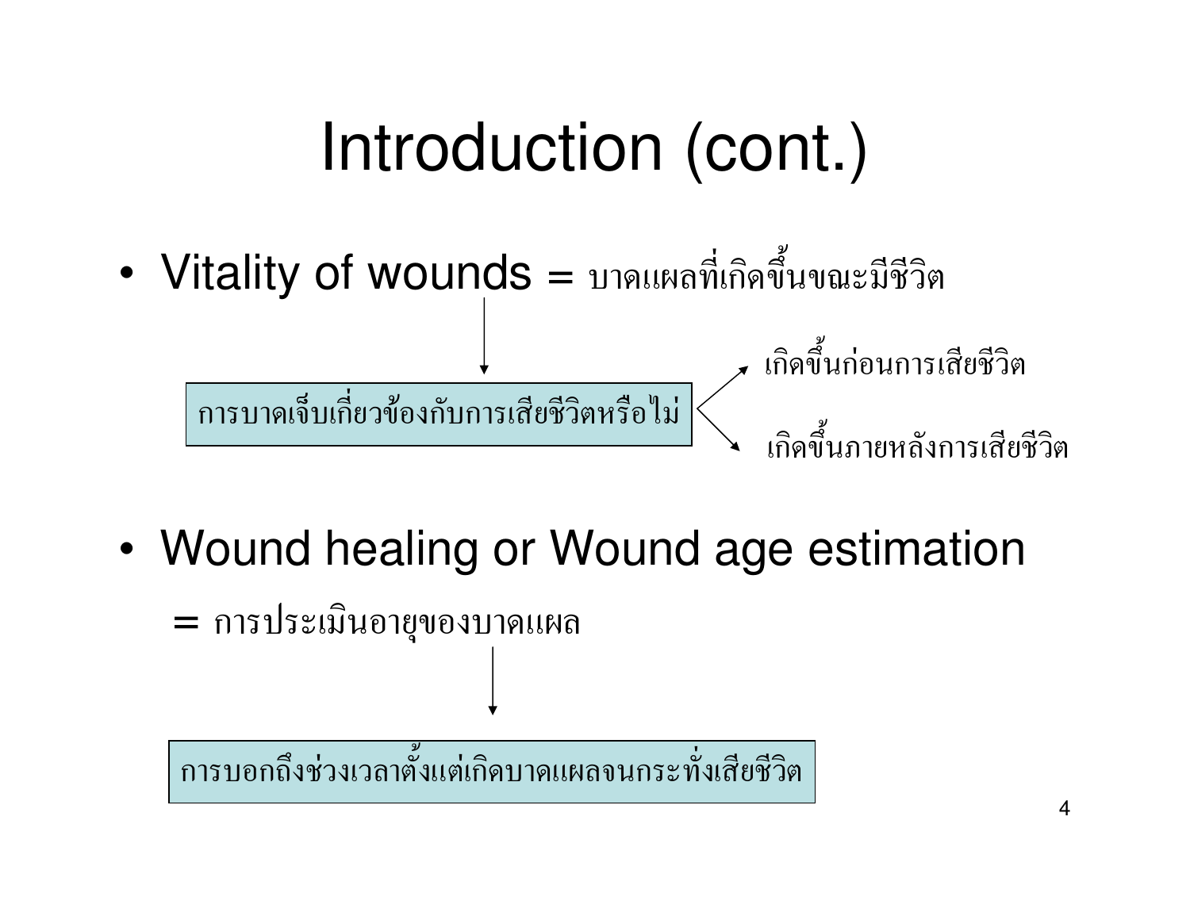# Introduction (cont.)

- Vitality of wounds = บาดแผลที่เกิดขึ้นขณะมีชีวิต

  ↓

  การบาดเจ็บเกี่ยวข้องกับการเสียชีวิตหรือไม่
  - → เกิดขึ้นก่อนการเสียชีวิต
  - → เกิดขึ้นภายหลังการเสียชีวิต

- Wound healing or Wound age estimation

  = การประเมินอายุของบาดแผล

  ↓

  การบอกถึงช่วงเวลาตั้งแต่เกิดบาดแผลจนกระทั่งเสียชีวิต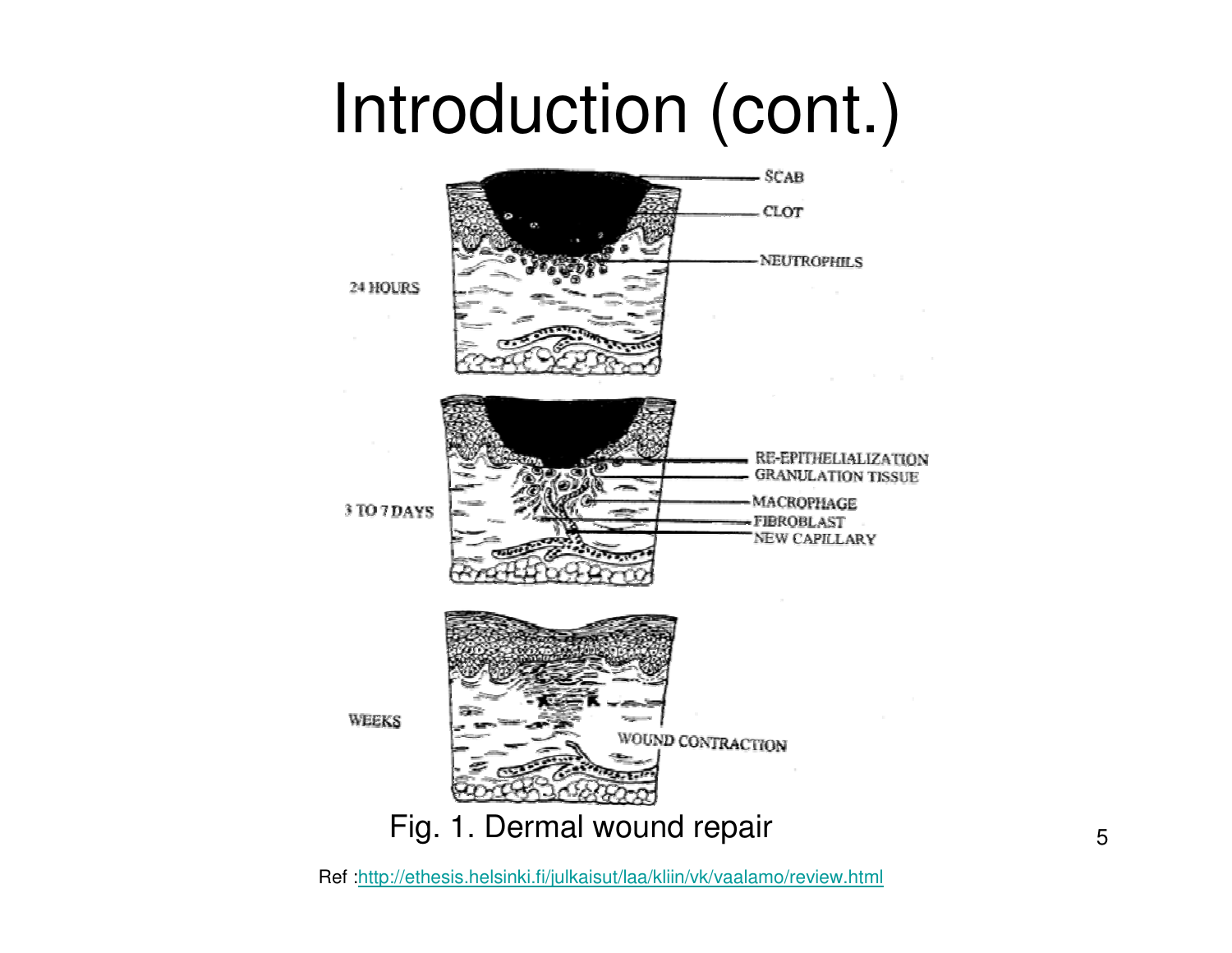# Introduction (cont.)

24 HOURS

SCAB

CLOT

NEUTROPHILS

3 TO 7 DAYS

RE-EPITHELIALIZATION

GRANULATION TISSUE

MACROPHAGE

FIBROBLAST

NEW CAPILLARY

WEEKS

WOUND CONTRACTION

Fig. 1. Dermal wound repair

Ref :http://ethesis.helsinki.fi/julkaisut/laa/kliin/vk/vaalamo/review.html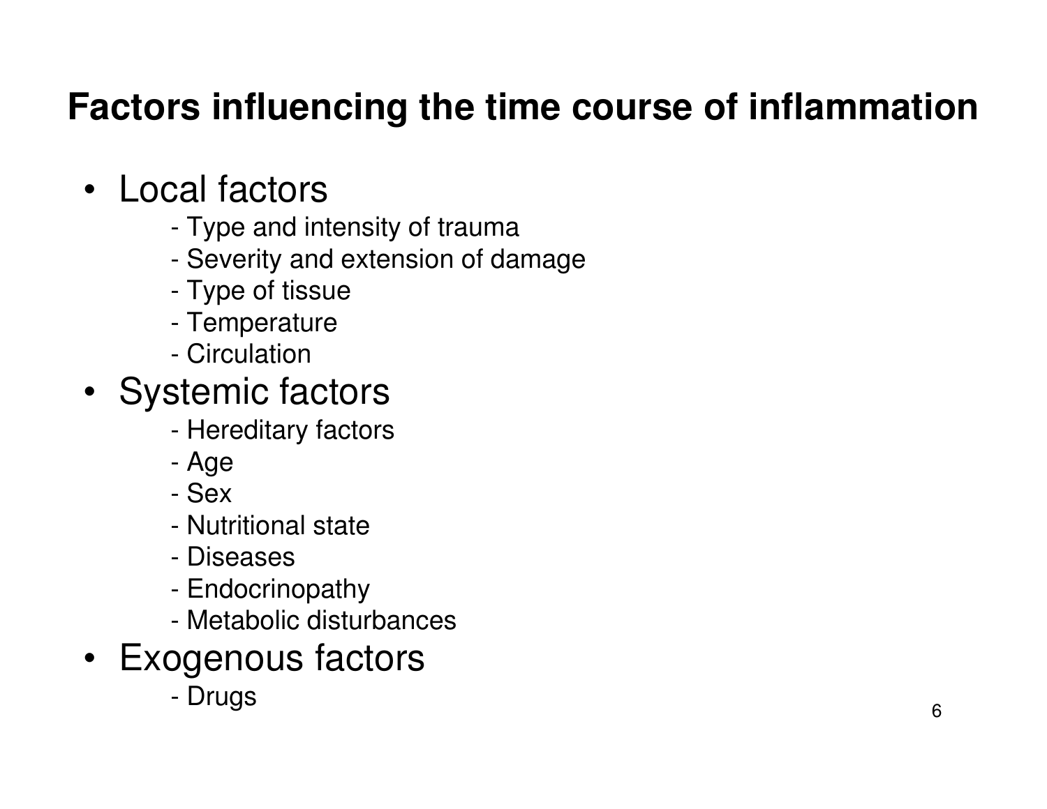# Factors influencing the time course of inflammation

- Local factors
  - Type and intensity of trauma
  - Severity and extension of damage
  - Type of tissue
  - Temperature
  - Circulation
- Systemic factors
  - Hereditary factors
  - Age
  - Sex
  - Nutritional state
  - Diseases
  - Endocrinopathy
  - Metabolic disturbances
- Exogenous factors
  - Drugs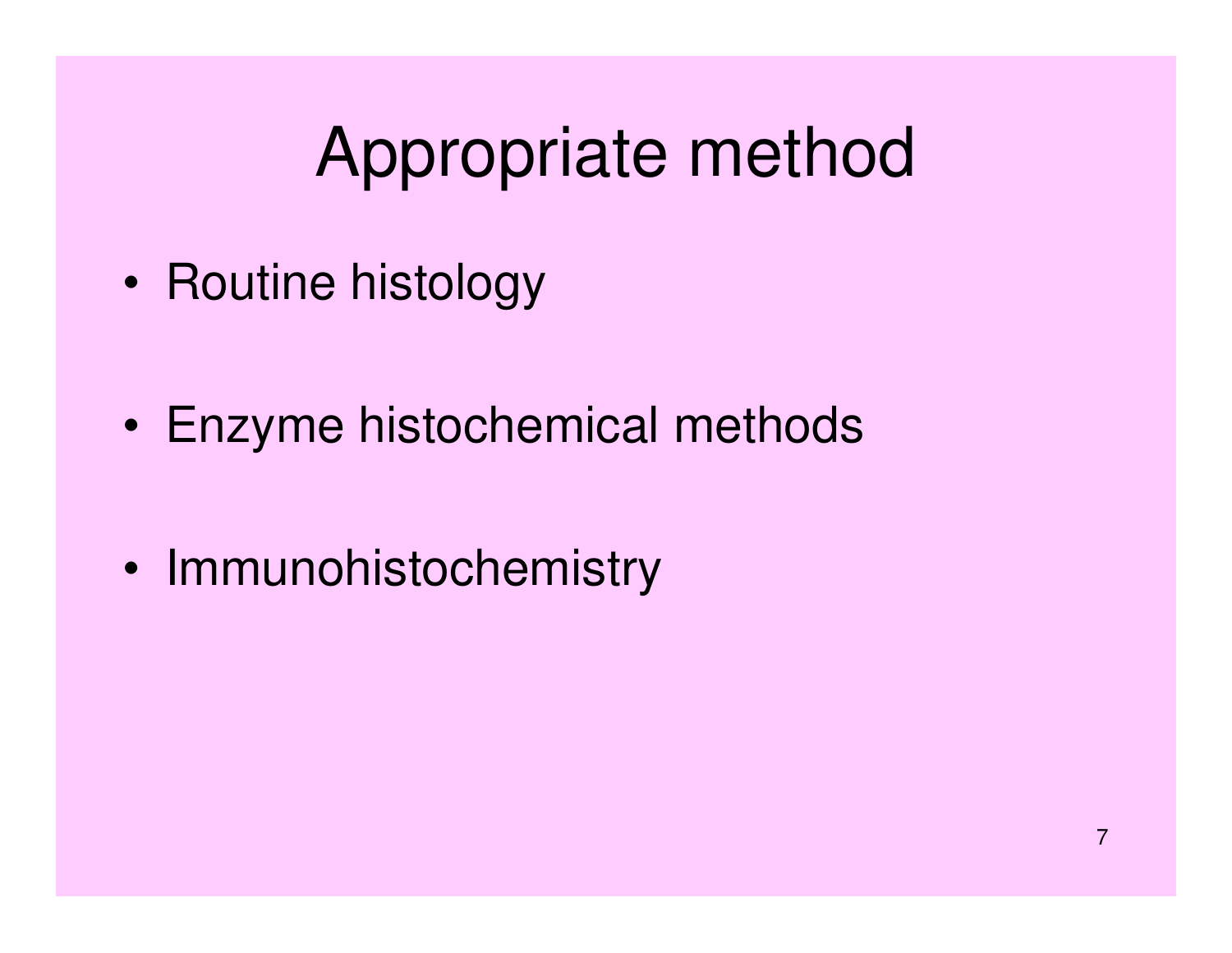# Appropriate method

- Routine histology
- Enzyme histochemical methods
- Immunohistochemistry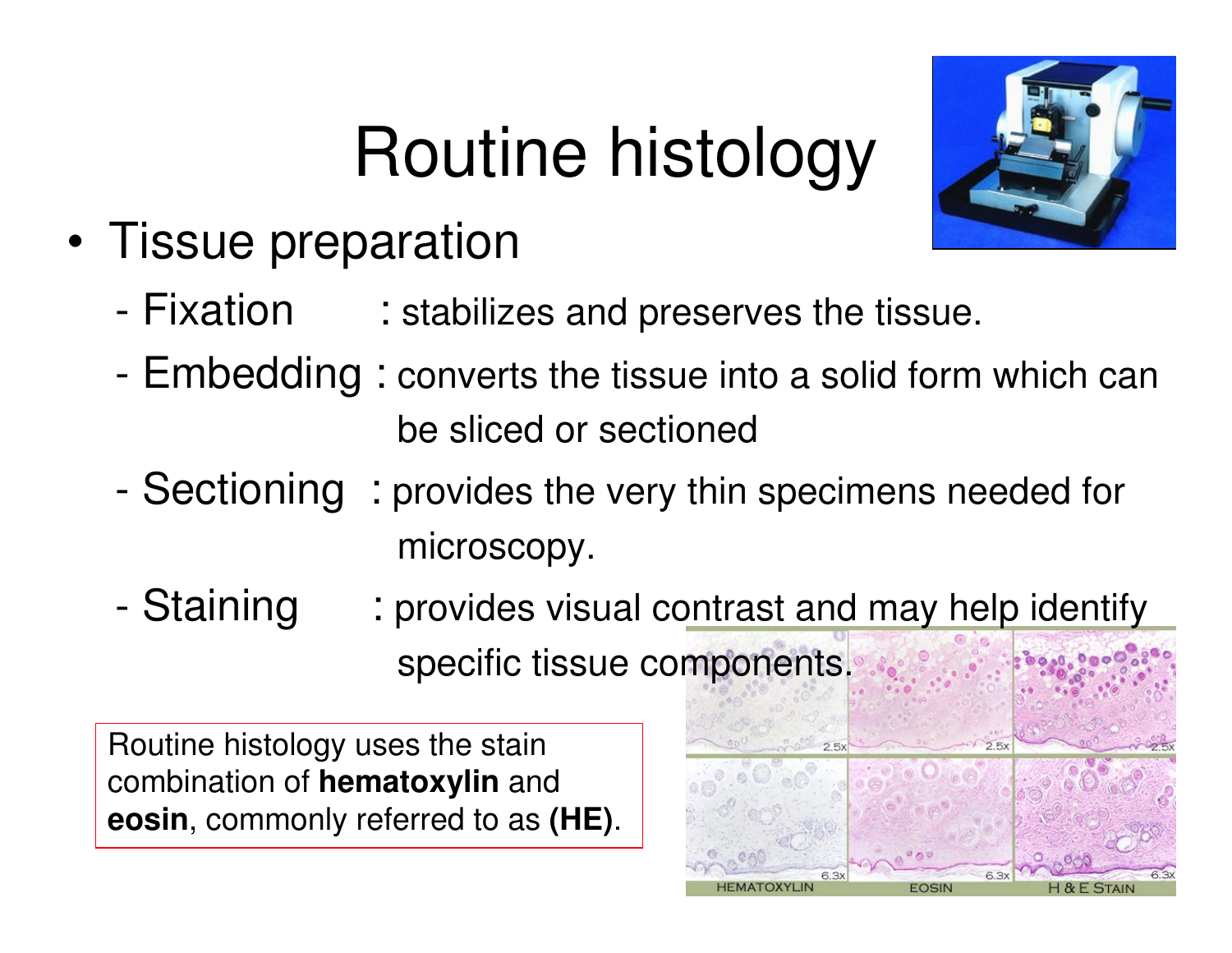# Routine histology

- Tissue preparation
  - Fixation : stabilizes and preserves the tissue.
  - Embedding : converts the tissue into a solid form which can be sliced or sectioned
  - Sectioning : provides the very thin specimens needed for microscopy.
  - Staining : provides visual contrast and may help identify specific tissue components.

Routine histology uses the stain combination of **hematoxylin** and **eosin**, commonly referred to as **(HE)**.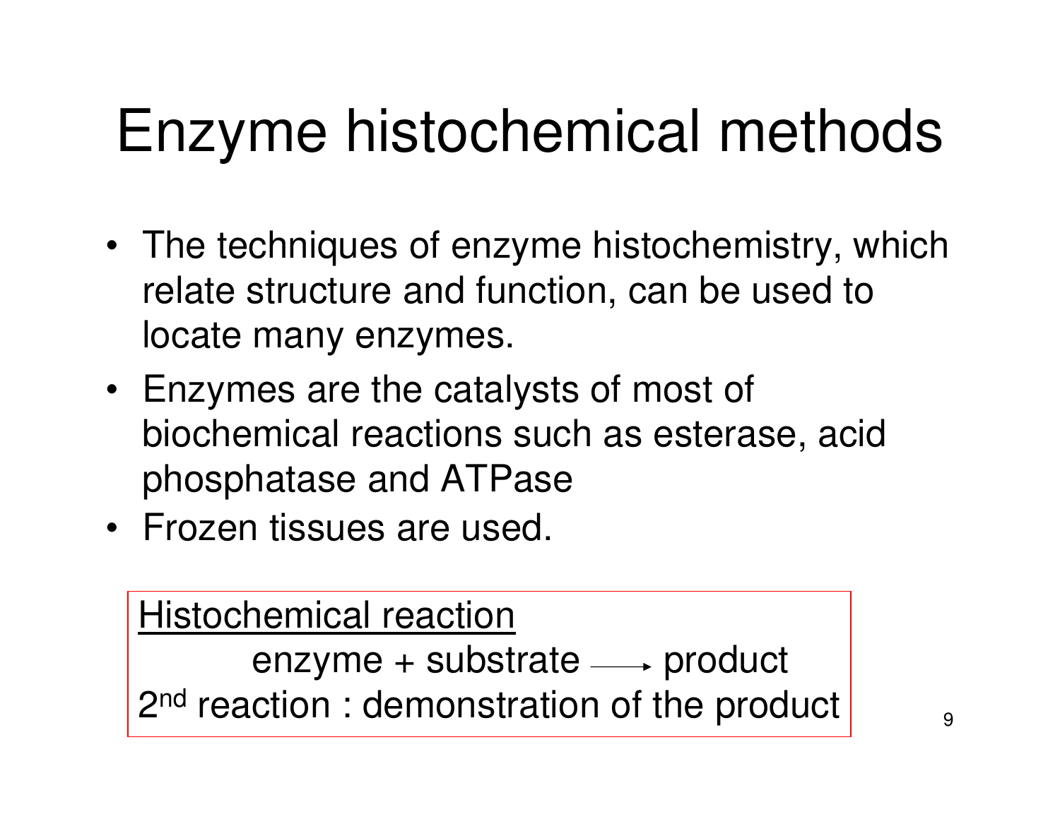# Enzyme histochemical methods

- The techniques of enzyme histochemistry, which relate structure and function, can be used to locate many enzymes.
- Enzymes are the catalysts of most of biochemical reactions such as esterase, acid phosphatase and ATPase
- Frozen tissues are used.

<u>Histochemical reaction</u>

enzyme + substrate ⟶ product

2nd reaction : demonstration of the product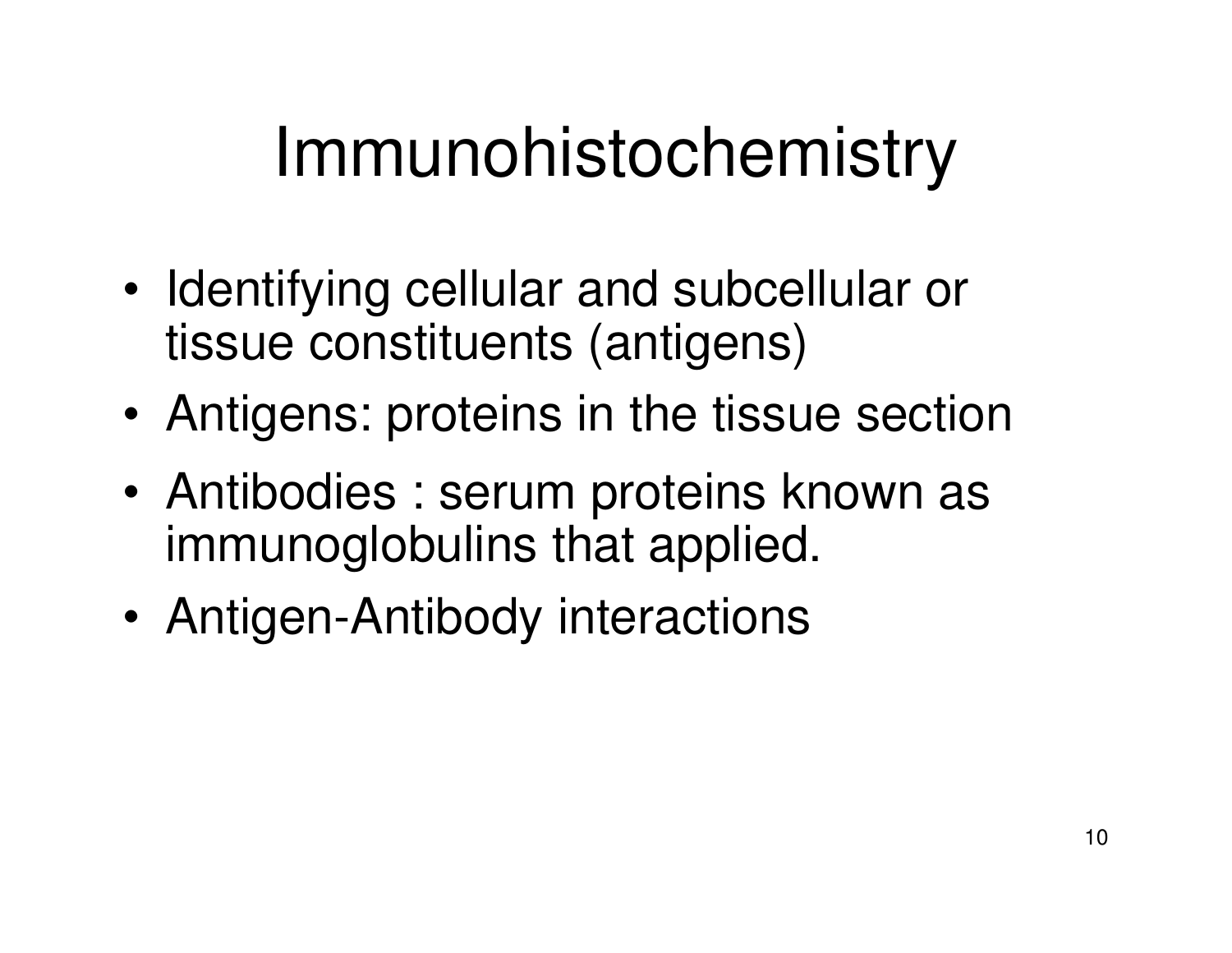# Immunohistochemistry

- Identifying cellular and subcellular or tissue constituents (antigens)
- Antigens: proteins in the tissue section
- Antibodies : serum proteins known as immunoglobulins that applied.
- Antigen-Antibody interactions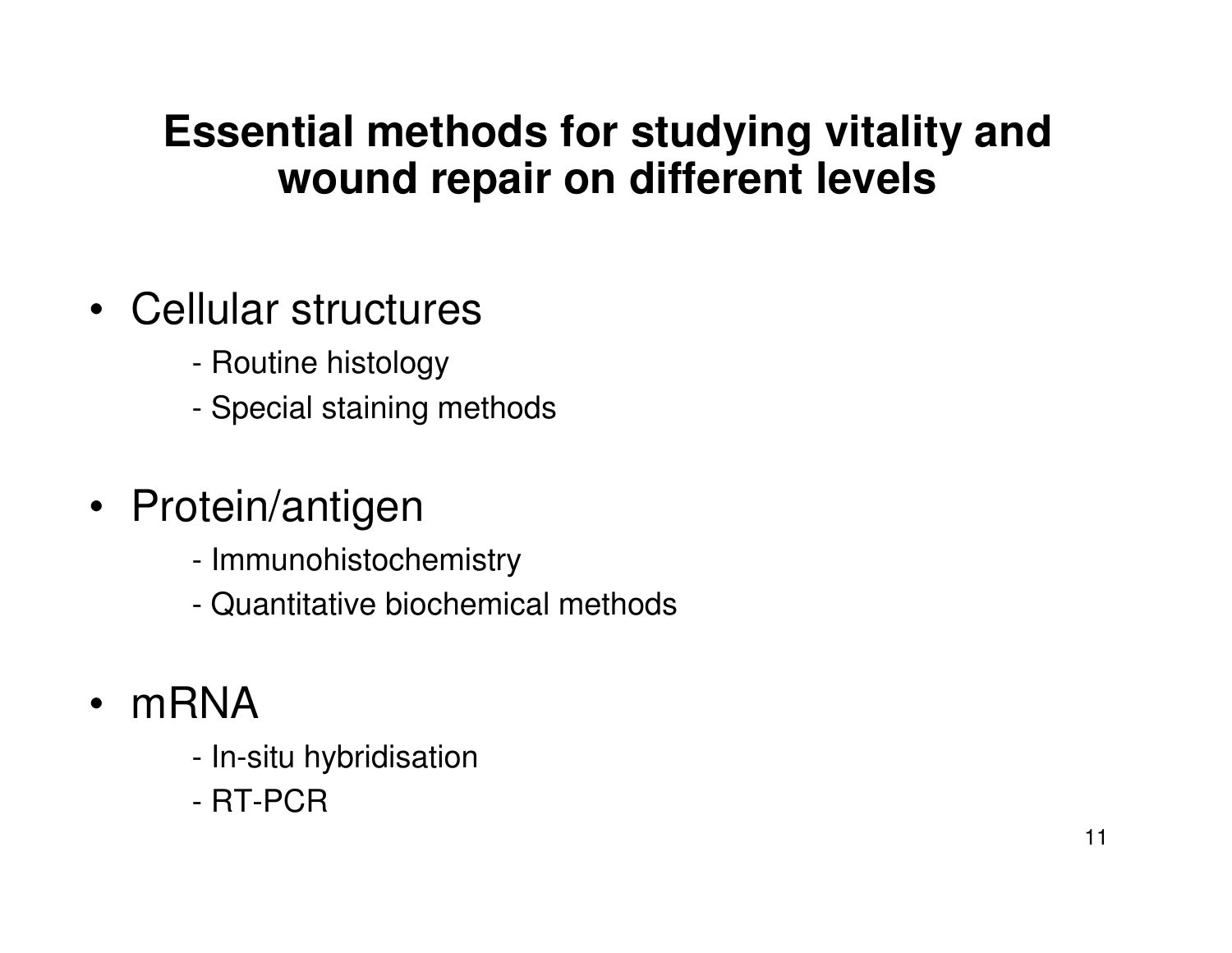# Essential methods for studying vitality and wound repair on different levels

- Cellular structures
  - Routine histology
  - Special staining methods

- Protein/antigen
  - Immunohistochemistry
  - Quantitative biochemical methods

- mRNA
  - In-situ hybridisation
  - RT-PCR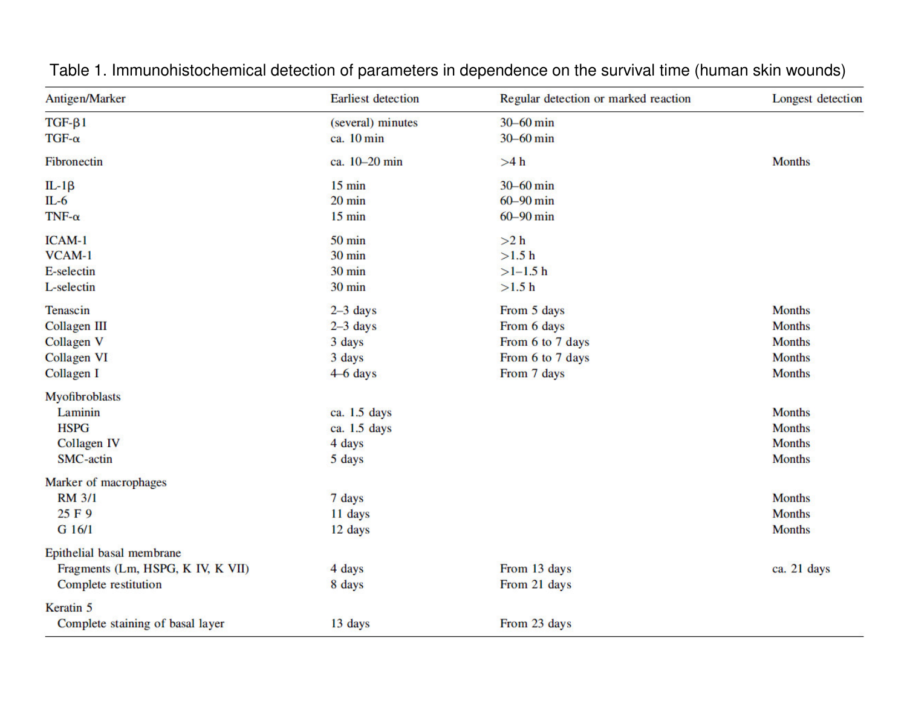Table 1. Immunohistochemical detection of parameters in dependence on the survival time (human skin wounds)

| Antigen/Marker | Earliest detection | Regular detection or marked reaction | Longest detection |
|---|---|---|---|
| TGF-β1 | (several) minutes | 30–60 min | |
| TGF-α | ca. 10 min | 30–60 min | |
| Fibronectin | ca. 10–20 min | >4 h | Months |
| IL-1β | 15 min | 30–60 min | |
| IL-6 | 20 min | 60–90 min | |
| TNF-α | 15 min | 60–90 min | |
| ICAM-1 | 50 min | >2 h | |
| VCAM-1 | 30 min | >1.5 h | |
| E-selectin | 30 min | >1–1.5 h | |
| L-selectin | 30 min | >1.5 h | |
| Tenascin | 2–3 days | From 5 days | Months |
| Collagen III | 2–3 days | From 6 days | Months |
| Collagen V | 3 days | From 6 to 7 days | Months |
| Collagen VI | 3 days | From 6 to 7 days | Months |
| Collagen I | 4–6 days | From 7 days | Months |
| Myofibroblasts | | | |
| Laminin | ca. 1.5 days | | Months |
| HSPG | ca. 1.5 days | | Months |
| Collagen IV | 4 days | | Months |
| SMC-actin | 5 days | | Months |
| Marker of macrophages | | | |
| RM 3/1 | 7 days | | Months |
| 25 F 9 | 11 days | | Months |
| G 16/1 | 12 days | | Months |
| Epithelial basal membrane | | | |
| Fragments (Lm, HSPG, K IV, K VII) | 4 days | From 13 days | ca. 21 days |
| Complete restitution | 8 days | From 21 days | |
| Keratin 5 | | | |
| Complete staining of basal layer | 13 days | From 23 days | |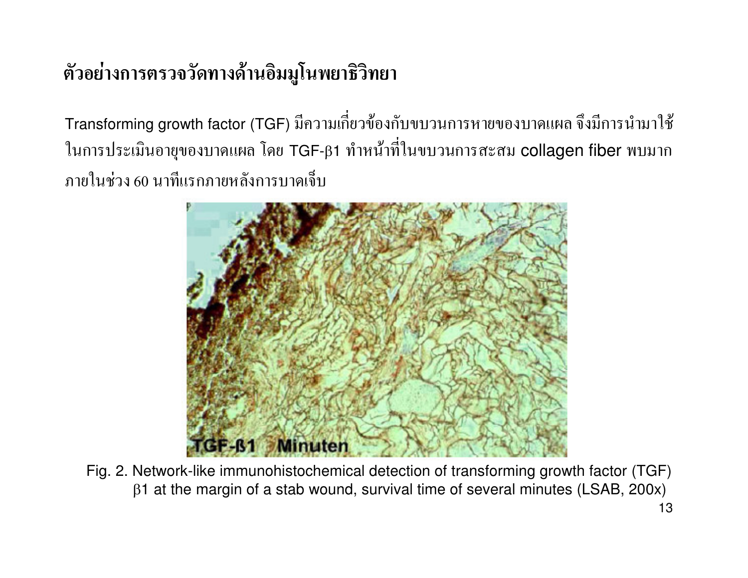# ตัวอย่างการตรวจวัดทางด้านอิมมูโนพยาธิวิทยา

Transforming growth factor (TGF) มีความเกี่ยวข้องกับขบวนการหายของบาดแผล จึงมีการนำมาใช้ในการประเมินอายุของบาดแผล โดย TGF-β1 ทำหน้าที่ในขบวนการสะสม collagen fiber พบมากภายในช่วง 60 นาทีแรกภายหลังการบาดเจ็บ

Fig. 2. Network-like immunohistochemical detection of transforming growth factor (TGF) β1 at the margin of a stab wound, survival time of several minutes (LSAB, 200x)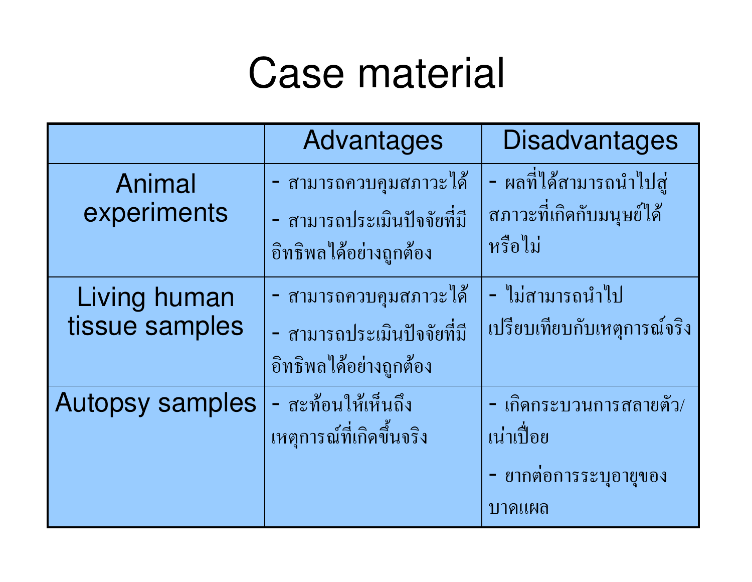# Case material

| | Advantages | Disadvantages |
|---|---|---|
| Animal experiments | - สามารถควบคุมสภาวะได้ - สามารถประเมินปัจจัยที่มีอิทธิพลได้อย่างถูกต้อง | - ผลที่ได้สามารถนำไปสู่สภาวะที่เกิดกับมนุษย์ได้หรือไม่ |
| Living human tissue samples | - สามารถควบคุมสภาวะได้ - สามารถประเมินปัจจัยที่มีอิทธิพลได้อย่างถูกต้อง | - ไม่สามารถนำไปเปรียบเทียบกับเหตุการณ์จริง |
| Autopsy samples | - สะท้อนให้เห็นถึงเหตุการณ์ที่เกิดขึ้นจริง | - เกิดกระบวนการสลายตัว/เน่าเปื่อย - ยากต่อการระบุอายุของบาดแผล |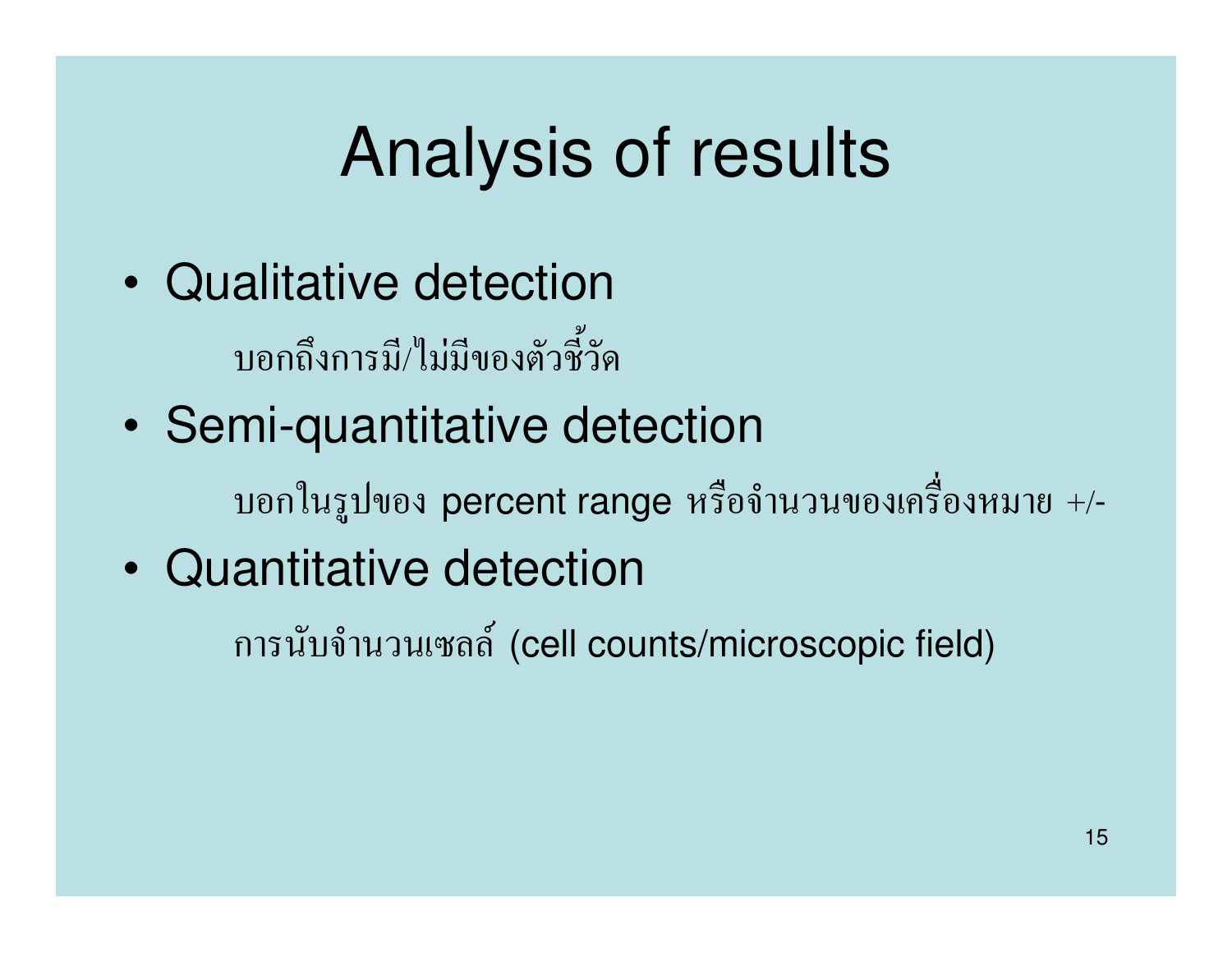# Analysis of results

- Qualitative detection

  บอกถึงการมี/ไม่มีของตัวชี้วัด

- Semi-quantitative detection

  บอกในรูปของ percent range หรือจำนวนของเครื่องหมาย +/-

- Quantitative detection

  การนับจำนวนเซลล์ (cell counts/microscopic field)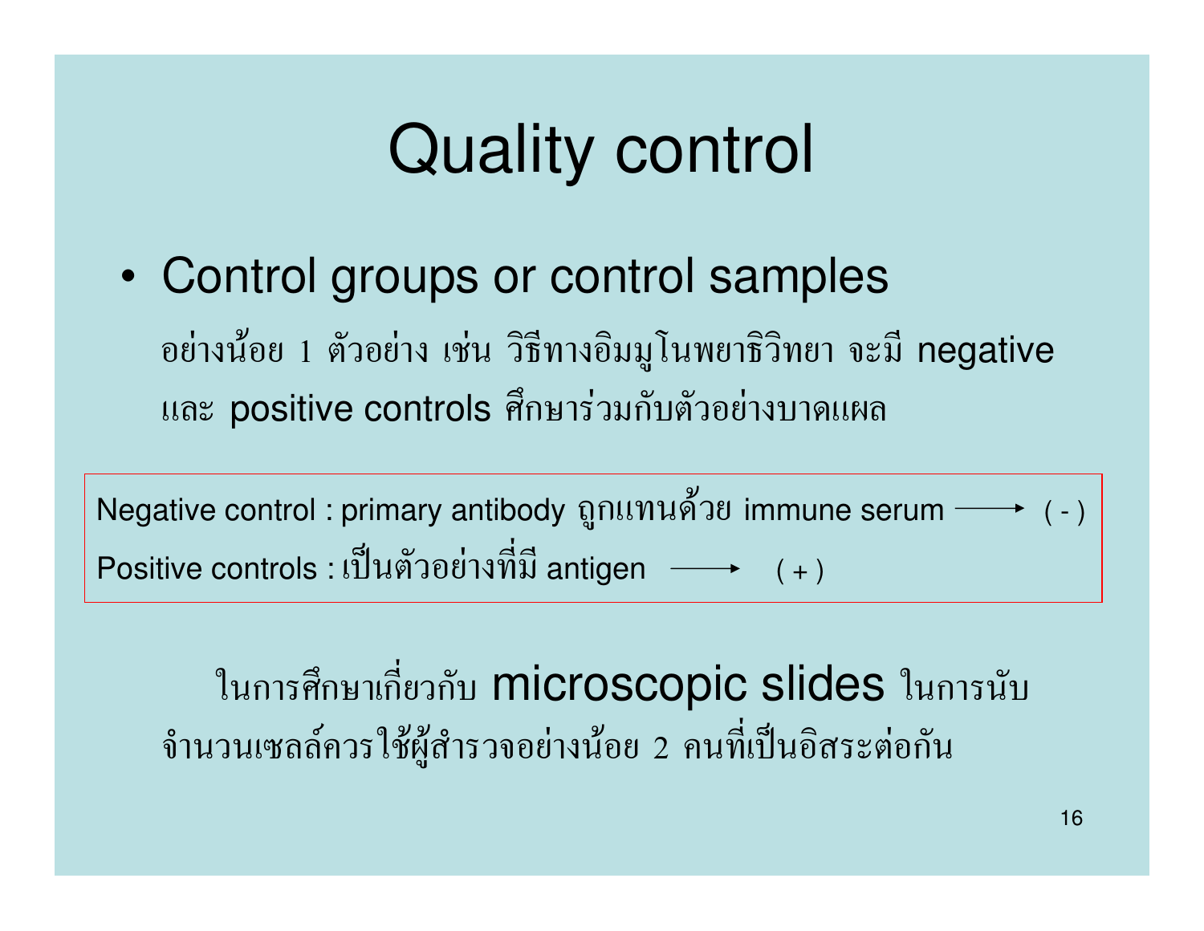# Quality control

- Control groups or control samples

อย่างน้อย 1 ตัวอย่าง เช่น วิธีทางอิมมูโนพยาธิวิทยา จะมี negative และ positive controls ศึกษาร่วมกับตัวอย่างบาดแผล

Negative control : primary antibody ถูกแทนด้วย immune serum ⟶ ( - )

Positive controls : เป็นตัวอย่างที่มี antigen ⟶ ( + )

ในการศึกษาเกี่ยวกับ microscopic slides ในการนับจำนวนเซลล์ควรใช้ผู้สำรวจอย่างน้อย 2 คนที่เป็นอิสระต่อกัน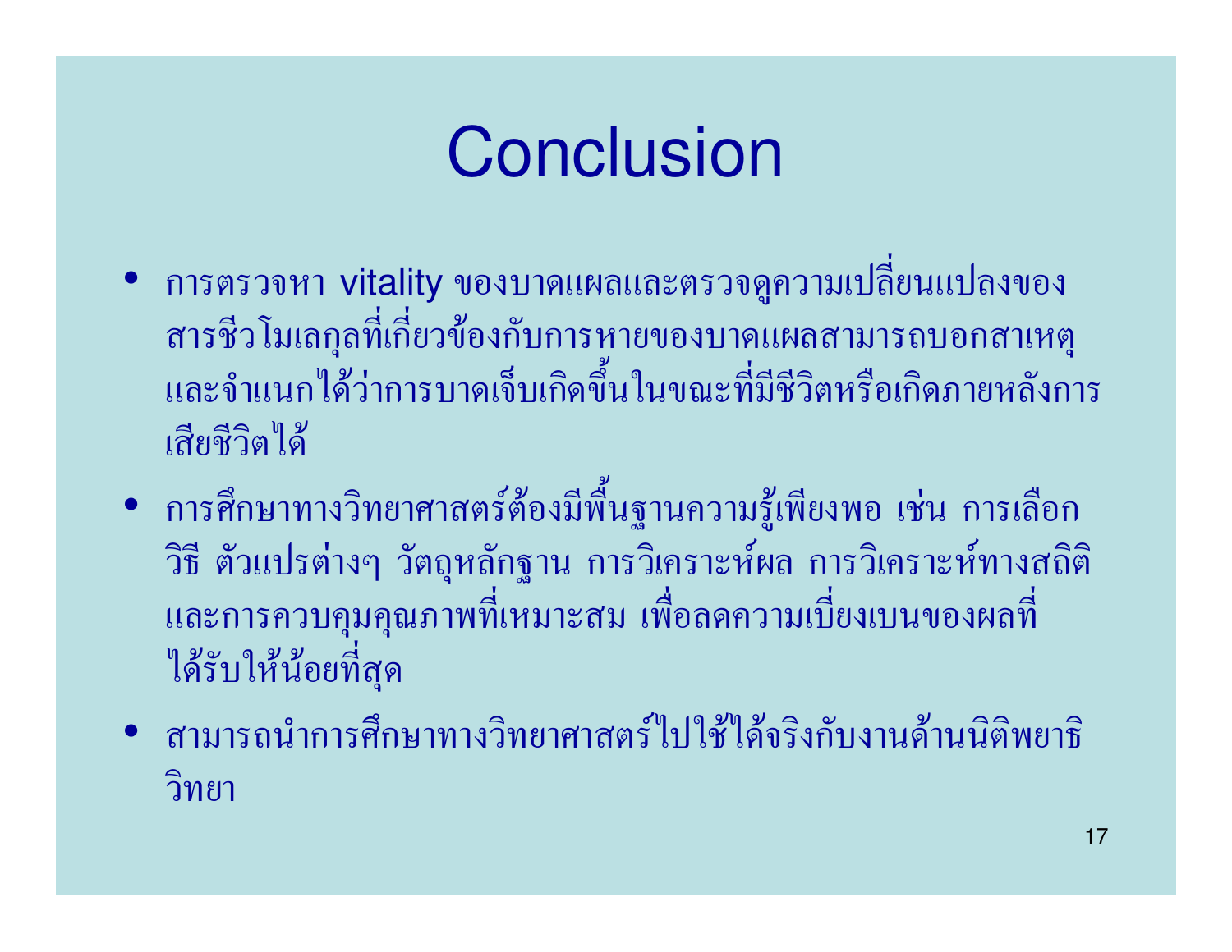# Conclusion

- การตรวจหา vitality ของบาดแผลและตรวจดูความเปลี่ยนแปลงของสารชีวโมเลกุลที่เกี่ยวข้องกับการหายของบาดแผลสามารถบอกสาเหตุและจำแนกได้ว่าการบาดเจ็บเกิดขึ้นในขณะที่มีชีวิตหรือเกิดภายหลังการเสียชีวิตได้
- การศึกษาทางวิทยาศาสตร์ต้องมีพื้นฐานความรู้เพียงพอ เช่น การเลือกวิธี ตัวแปรต่างๆ วัตถุหลักฐาน การวิเคราะห์ผล การวิเคราะห์ทางสถิติ และการควบคุมคุณภาพที่เหมาะสม เพื่อลดความเบี่ยงเบนของผลที่ได้รับให้น้อยที่สุด
- สามารถนำการศึกษาทางวิทยาศาสตร์ไปใช้ได้จริงกับงานด้านนิติพยาธิวิทยา